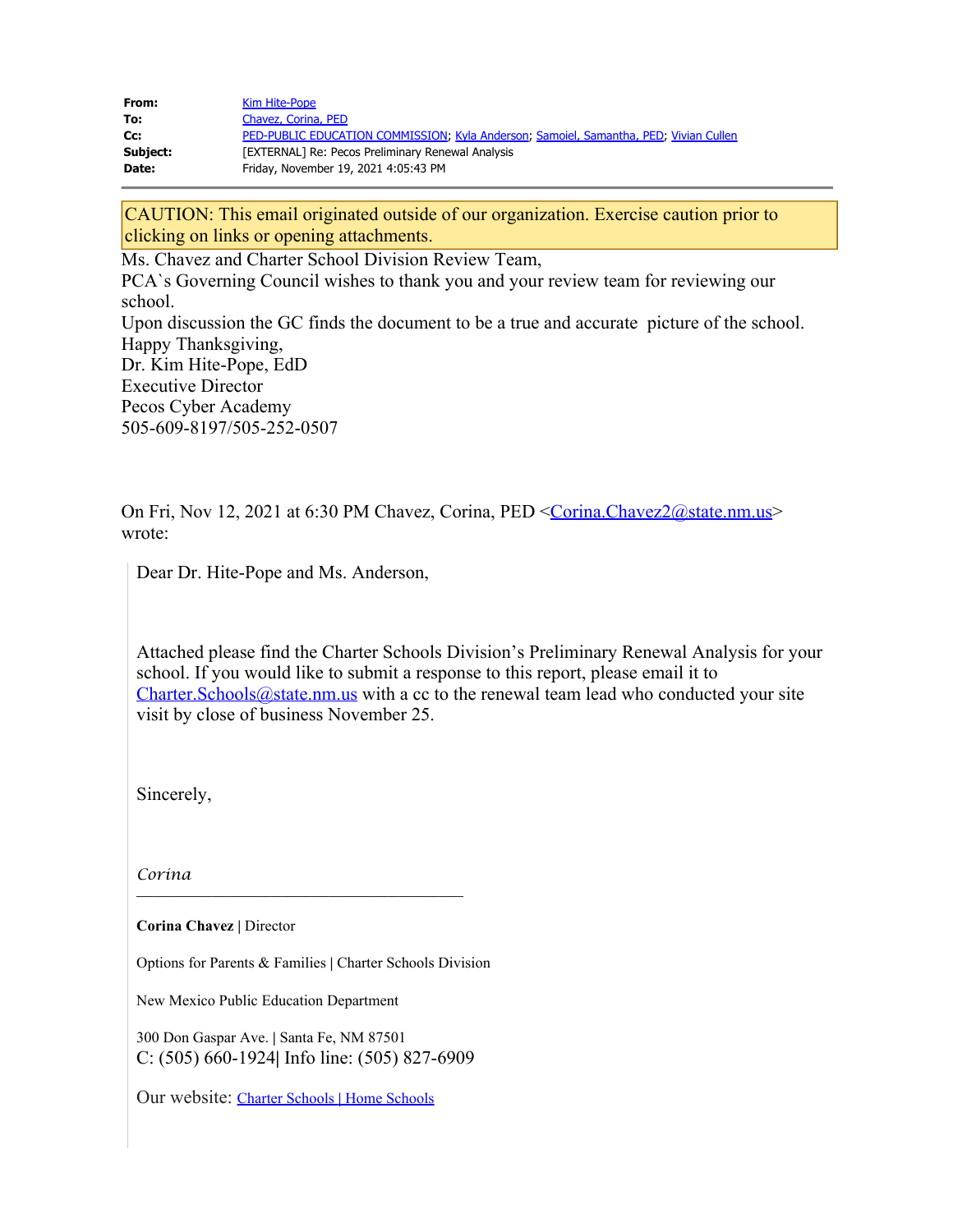| | |
|---|---|
| **From:** | Kim Hite-Pope |
| **To:** | Chavez, Corina, PED |
| **Cc:** | PED-PUBLIC EDUCATION COMMISSION; Kyla Anderson; Samoiel, Samantha, PED; Vivian Cullen |
| **Subject:** | [EXTERNAL] Re: Pecos Preliminary Renewal Analysis |
| **Date:** | Friday, November 19, 2021 4:05:43 PM |

CAUTION: This email originated outside of our organization. Exercise caution prior to clicking on links or opening attachments.

Ms. Chavez and Charter School Division Review Team,
PCA`s Governing Council wishes to thank you and your review team for reviewing our school.
Upon discussion the GC finds the document to be a true and accurate picture of the school.
Happy Thanksgiving,
Dr. Kim Hite-Pope, EdD
Executive Director
Pecos Cyber Academy
505-609-8197/505-252-0507

On Fri, Nov 12, 2021 at 6:30 PM Chavez, Corina, PED <Corina.Chavez2@state.nm.us> wrote:

> Dear Dr. Hite-Pope and Ms. Anderson,
>
> Attached please find the Charter Schools Division's Preliminary Renewal Analysis for your school. If you would like to submit a response to this report, please email it to Charter.Schools@state.nm.us with a cc to the renewal team lead who conducted your site visit by close of business November 25.
>
> Sincerely,
>
> *Corina*
>
> **Corina Chavez** | Director
>
> Options for Parents & Families | Charter Schools Division
>
> New Mexico Public Education Department
>
> 300 Don Gaspar Ave. | Santa Fe, NM 87501
> C: (505) 660-1924| Info line: (505) 827-6909
>
> Our website: Charter Schools | Home Schools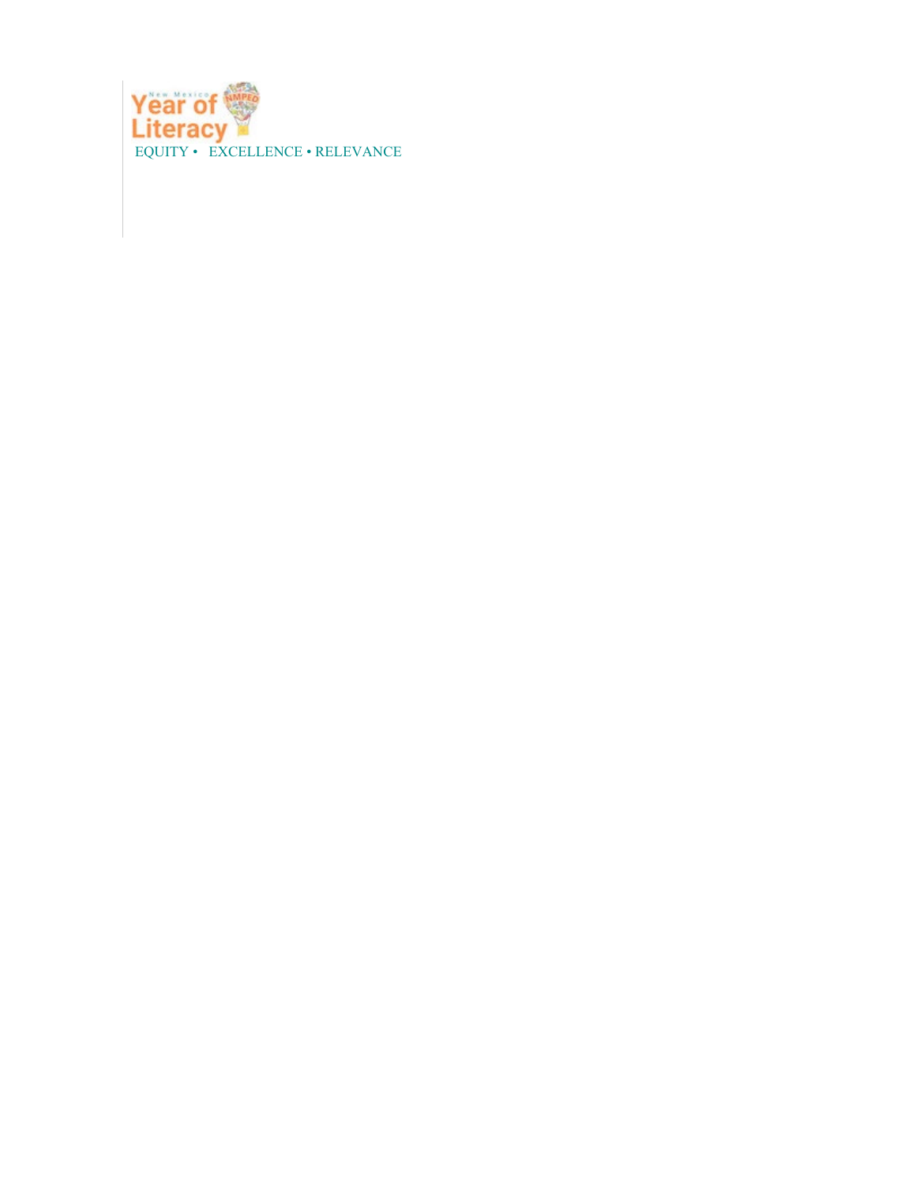New Mexico

Year of Literacy

NMPED

EQUITY • EXCELLENCE • RELEVANCE